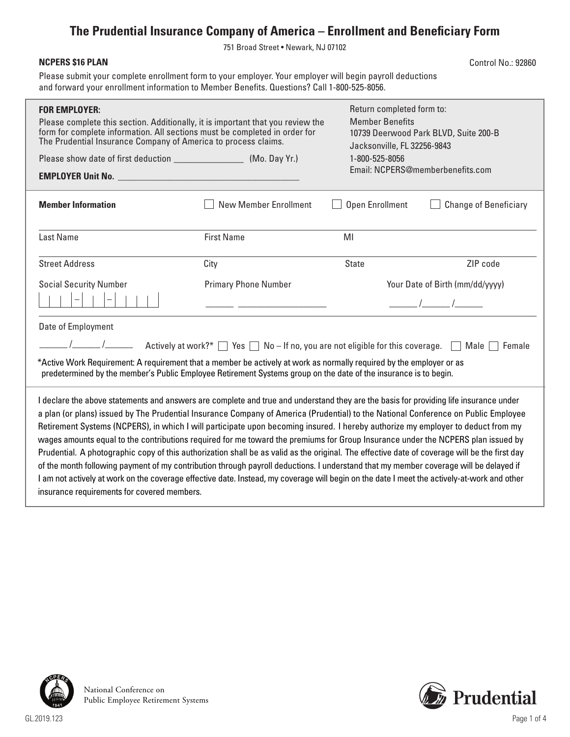# The Prudential Insurance Company of America – Enrollment and Beneficiary Form

751 Broad Street • Newark, NJ 07102

**NCPERS $16 PLAN**

Control No.: 92860

Please submit your complete enrollment form to your employer. Your employer will begin payroll deductions and forward your enrollment information to Member Benefits. Questions? Call 1-800-525-8056.

**FOR EMPLOYER:**

Please complete this section. Additionally, it is important that you review the form for complete information. All sections must be completed in order for The Prudential Insurance Company of America to process claims.

Please show date of first deduction _______________ (Mo. Day Yr.)

**EMPLOYER Unit No.** ________________________________________

Return completed form to:
Member Benefits
10739 Deerwood Park BLVD, Suite 200-B
Jacksonville, FL 32256-9843
1-800-525-8056
Email: NCPERS@memberbenefits.com

**Member Information** ☐ New Member Enrollment ☐ Open Enrollment ☐ Change of Beneficiary

| Last Name | First Name | MI | |
|---|---|---|---|
| Street Address | City | State | ZIP code |

Social Security Number: ___ ___ ___ – ___ ___ – ___ ___ ___ ___

Primary Phone Number: ______ __________________

Your Date of Birth (mm/dd/yyyy): ______ /______ /______

Date of Employment: ______ /______ /______

Actively at work?* ☐ Yes ☐ No – If no, you are not eligible for this coverage. ☐ Male ☐ Female

*Active Work Requirement: A requirement that a member be actively at work as normally required by the employer or as predetermined by the member's Public Employee Retirement Systems group on the date of the insurance is to begin.

I declare the above statements and answers are complete and true and understand they are the basis for providing life insurance under a plan (or plans) issued by The Prudential Insurance Company of America (Prudential) to the National Conference on Public Employee Retirement Systems (NCPERS), in which I will participate upon becoming insured. I hereby authorize my employer to deduct from my wages amounts equal to the contributions required for me toward the premiums for Group Insurance under the NCPERS plan issued by Prudential. A photographic copy of this authorization shall be as valid as the original. The effective date of coverage will be the first day of the month following payment of my contribution through payroll deductions. I understand that my member coverage will be delayed if I am not actively at work on the coverage effective date. Instead, my coverage will begin on the date I meet the actively-at-work and other insurance requirements for covered members.

National Conference on Public Employee Retirement Systems

Prudential

GL.2019.123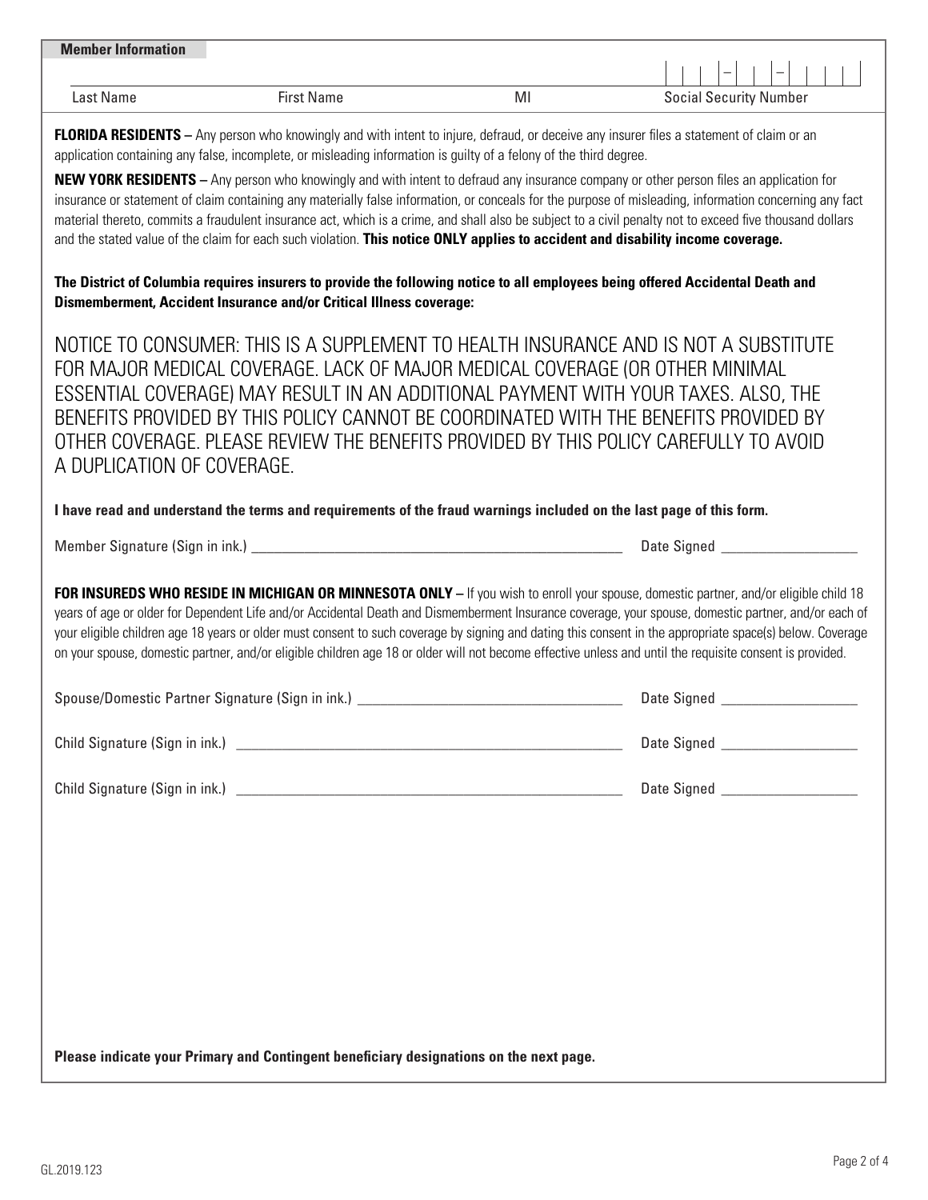**Member Information**

| Last Name | First Name | MI | Social Security Number |
|---|---|---|---|
| | | | ___ – __ – ____ |

**FLORIDA RESIDENTS –** Any person who knowingly and with intent to injure, defraud, or deceive any insurer files a statement of claim or an application containing any false, incomplete, or misleading information is guilty of a felony of the third degree.

**NEW YORK RESIDENTS –** Any person who knowingly and with intent to defraud any insurance company or other person files an application for insurance or statement of claim containing any materially false information, or conceals for the purpose of misleading, information concerning any fact material thereto, commits a fraudulent insurance act, which is a crime, and shall also be subject to a civil penalty not to exceed five thousand dollars and the stated value of the claim for each such violation. **This notice ONLY applies to accident and disability income coverage.**

**The District of Columbia requires insurers to provide the following notice to all employees being offered Accidental Death and Dismemberment, Accident Insurance and/or Critical Illness coverage:**

NOTICE TO CONSUMER: THIS IS A SUPPLEMENT TO HEALTH INSURANCE AND IS NOT A SUBSTITUTE FOR MAJOR MEDICAL COVERAGE. LACK OF MAJOR MEDICAL COVERAGE (OR OTHER MINIMAL ESSENTIAL COVERAGE) MAY RESULT IN AN ADDITIONAL PAYMENT WITH YOUR TAXES. ALSO, THE BENEFITS PROVIDED BY THIS POLICY CANNOT BE COORDINATED WITH THE BENEFITS PROVIDED BY OTHER COVERAGE. PLEASE REVIEW THE BENEFITS PROVIDED BY THIS POLICY CAREFULLY TO AVOID A DUPLICATION OF COVERAGE.

**I have read and understand the terms and requirements of the fraud warnings included on the last page of this form.**

Member Signature (Sign in ink.) ______________________________ Date Signed ________________

**FOR INSUREDS WHO RESIDE IN MICHIGAN OR MINNESOTA ONLY –** If you wish to enroll your spouse, domestic partner, and/or eligible child 18 years of age or older for Dependent Life and/or Accidental Death and Dismemberment Insurance coverage, your spouse, domestic partner, and/or each of your eligible children age 18 years or older must consent to such coverage by signing and dating this consent in the appropriate space(s) below. Coverage on your spouse, domestic partner, and/or eligible children age 18 or older will not become effective unless and until the requisite consent is provided.

Spouse/Domestic Partner Signature (Sign in ink.) ______________________________ Date Signed ________________

Child Signature (Sign in ink.) ______________________________ Date Signed ________________

Child Signature (Sign in ink.) ______________________________ Date Signed ________________

**Please indicate your Primary and Contingent beneficiary designations on the next page.**

GL.2019.123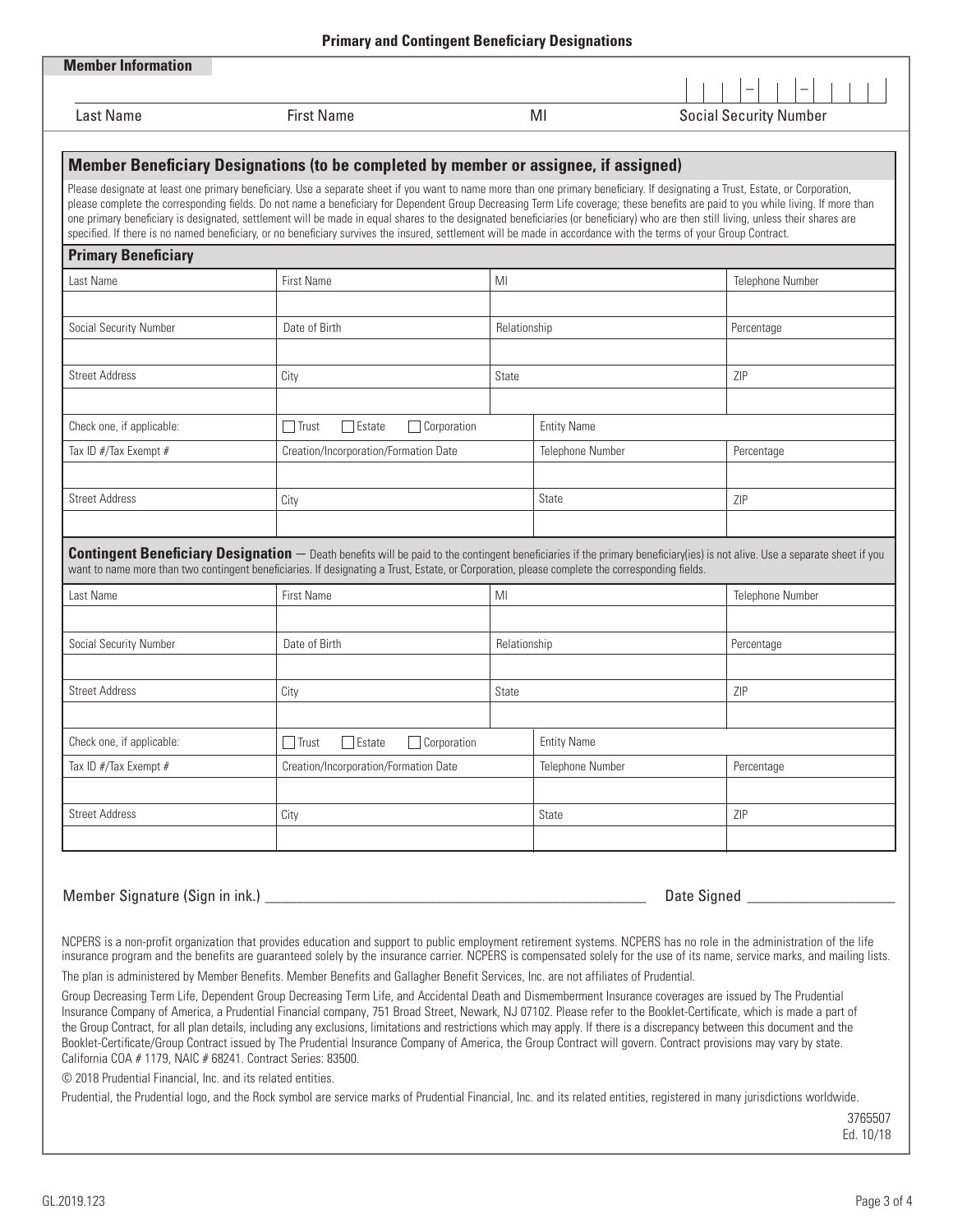## Primary and Contingent Beneficiary Designations

### Member Information

| Last Name | First Name | MI | Social Security Number |
|---|---|---|---|
| | | | \_\_\_-\_\_-\_\_\_\_ |

### Member Beneficiary Designations (to be completed by member or assignee, if assigned)

Please designate at least one primary beneficiary. Use a separate sheet if you want to name more than one primary beneficiary. If designating a Trust, Estate, or Corporation, please complete the corresponding fields. Do not name a beneficiary for Dependent Group Decreasing Term Life coverage; these benefits are paid to you while living. If more than one primary beneficiary is designated, settlement will be made in equal shares to the designated beneficiaries (or beneficiary) who are then still living, unless their shares are specified. If there is no named beneficiary, or no beneficiary survives the insured, settlement will be made in accordance with the terms of your Group Contract.

#### Primary Beneficiary

| Last Name | First Name | MI | | Telephone Number |
|---|---|---|---|---|
| | | | | |
| Social Security Number | Date of Birth | Relationship | | Percentage |
| | | | | |
| Street Address | City | State | | ZIP |
| | | | | |
| Check one, if applicable: | ☐ Trust ☐ Estate ☐ Corporation | | Entity Name | |
| Tax ID #/Tax Exempt # | Creation/Incorporation/Formation Date | | Telephone Number | Percentage |
| | | | | |
| Street Address | City | | State | ZIP |
| | | | | |

#### Contingent Beneficiary Designation

— Death benefits will be paid to the contingent beneficiaries if the primary beneficiary(ies) is not alive. Use a separate sheet if you want to name more than two contingent beneficiaries. If designating a Trust, Estate, or Corporation, please complete the corresponding fields.

| Last Name | First Name | MI | | Telephone Number |
|---|---|---|---|---|
| | | | | |
| Social Security Number | Date of Birth | Relationship | | Percentage |
| | | | | |
| Street Address | City | State | | ZIP |
| | | | | |
| Check one, if applicable: | ☐ Trust ☐ Estate ☐ Corporation | | Entity Name | |
| Tax ID #/Tax Exempt # | Creation/Incorporation/Formation Date | | Telephone Number | Percentage |
| | | | | |
| Street Address | City | | State | ZIP |
| | | | | |

Member Signature (Sign in ink.) \_\_\_\_\_\_\_\_\_\_\_\_\_\_\_\_\_\_\_\_\_\_\_\_\_\_\_\_\_\_\_\_\_\_\_\_\_\_\_\_ Date Signed \_\_\_\_\_\_\_\_\_\_\_\_\_\_\_\_

NCPERS is a non-profit organization that provides education and support to public employment retirement systems. NCPERS has no role in the administration of the life insurance program and the benefits are guaranteed solely by the insurance carrier. NCPERS is compensated solely for the use of its name, service marks, and mailing lists.

The plan is administered by Member Benefits. Member Benefits and Gallagher Benefit Services, Inc. are not affiliates of Prudential.

Group Decreasing Term Life, Dependent Group Decreasing Term Life, and Accidental Death and Dismemberment Insurance coverages are issued by The Prudential Insurance Company of America, a Prudential Financial company, 751 Broad Street, Newark, NJ 07102. Please refer to the Booklet-Certificate, which is made a part of the Group Contract, for all plan details, including any exclusions, limitations and restrictions which may apply. If there is a discrepancy between this document and the Booklet-Certificate/Group Contract issued by The Prudential Insurance Company of America, the Group Contract will govern. Contract provisions may vary by state. California COA # 1179, NAIC # 68241. Contract Series: 83500.

© 2018 Prudential Financial, Inc. and its related entities.

Prudential, the Prudential logo, and the Rock symbol are service marks of Prudential Financial, Inc. and its related entities, registered in many jurisdictions worldwide.

3765507
Ed. 10/18

GL.2019.123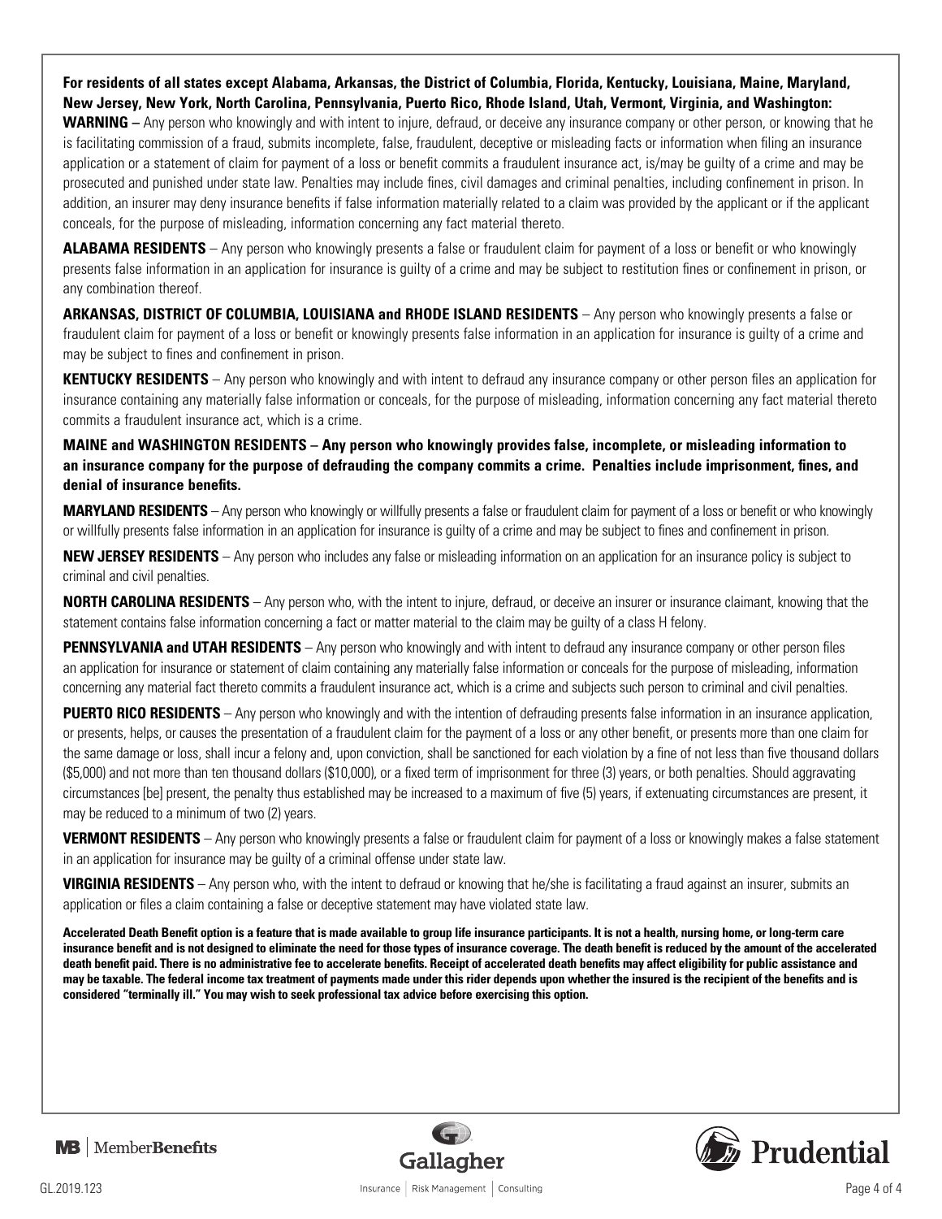**For residents of all states except Alabama, Arkansas, the District of Columbia, Florida, Kentucky, Louisiana, Maine, Maryland, New Jersey, New York, North Carolina, Pennsylvania, Puerto Rico, Rhode Island, Utah, Vermont, Virginia, and Washington:**
**WARNING –** Any person who knowingly and with intent to injure, defraud, or deceive any insurance company or other person, or knowing that he is facilitating commission of a fraud, submits incomplete, false, fraudulent, deceptive or misleading facts or information when filing an insurance application or a statement of claim for payment of a loss or benefit commits a fraudulent insurance act, is/may be guilty of a crime and may be prosecuted and punished under state law. Penalties may include fines, civil damages and criminal penalties, including confinement in prison. In addition, an insurer may deny insurance benefits if false information materially related to a claim was provided by the applicant or if the applicant conceals, for the purpose of misleading, information concerning any fact material thereto.

**ALABAMA RESIDENTS** – Any person who knowingly presents a false or fraudulent claim for payment of a loss or benefit or who knowingly presents false information in an application for insurance is guilty of a crime and may be subject to restitution fines or confinement in prison, or any combination thereof.

**ARKANSAS, DISTRICT OF COLUMBIA, LOUISIANA and RHODE ISLAND RESIDENTS** – Any person who knowingly presents a false or fraudulent claim for payment of a loss or benefit or knowingly presents false information in an application for insurance is guilty of a crime and may be subject to fines and confinement in prison.

**KENTUCKY RESIDENTS** – Any person who knowingly and with intent to defraud any insurance company or other person files an application for insurance containing any materially false information or conceals, for the purpose of misleading, information concerning any fact material thereto commits a fraudulent insurance act, which is a crime.

**MAINE and WASHINGTON RESIDENTS – Any person who knowingly provides false, incomplete, or misleading information to an insurance company for the purpose of defrauding the company commits a crime. Penalties include imprisonment, fines, and denial of insurance benefits.**

**MARYLAND RESIDENTS** – Any person who knowingly or willfully presents a false or fraudulent claim for payment of a loss or benefit or who knowingly or willfully presents false information in an application for insurance is guilty of a crime and may be subject to fines and confinement in prison.

**NEW JERSEY RESIDENTS** – Any person who includes any false or misleading information on an application for an insurance policy is subject to criminal and civil penalties.

**NORTH CAROLINA RESIDENTS** – Any person who, with the intent to injure, defraud, or deceive an insurer or insurance claimant, knowing that the statement contains false information concerning a fact or matter material to the claim may be guilty of a class H felony.

**PENNSYLVANIA and UTAH RESIDENTS** – Any person who knowingly and with intent to defraud any insurance company or other person files an application for insurance or statement of claim containing any materially false information or conceals for the purpose of misleading, information concerning any material fact thereto commits a fraudulent insurance act, which is a crime and subjects such person to criminal and civil penalties.

**PUERTO RICO RESIDENTS** – Any person who knowingly and with the intention of defrauding presents false information in an insurance application, or presents, helps, or causes the presentation of a fraudulent claim for the payment of a loss or any other benefit, or presents more than one claim for the same damage or loss, shall incur a felony and, upon conviction, shall be sanctioned for each violation by a fine of not less than five thousand dollars ($5,000) and not more than ten thousand dollars ($10,000), or a fixed term of imprisonment for three (3) years, or both penalties. Should aggravating circumstances [be] present, the penalty thus established may be increased to a maximum of five (5) years, if extenuating circumstances are present, it may be reduced to a minimum of two (2) years.

**VERMONT RESIDENTS** – Any person who knowingly presents a false or fraudulent claim for payment of a loss or knowingly makes a false statement in an application for insurance may be guilty of a criminal offense under state law.

**VIRGINIA RESIDENTS** – Any person who, with the intent to defraud or knowing that he/she is facilitating a fraud against an insurer, submits an application or files a claim containing a false or deceptive statement may have violated state law.

**Accelerated Death Benefit option is a feature that is made available to group life insurance participants. It is not a health, nursing home, or long-term care insurance benefit and is not designed to eliminate the need for those types of insurance coverage. The death benefit is reduced by the amount of the accelerated death benefit paid. There is no administrative fee to accelerate benefits. Receipt of accelerated death benefits may affect eligibility for public assistance and may be taxable. The federal income tax treatment of payments made under this rider depends upon whether the insured is the recipient of the benefits and is considered "terminally ill." You may wish to seek professional tax advice before exercising this option.**

MB | MemberBenefits

Gallagher

Insurance | Risk Management | Consulting

Prudential

GL.2019.123